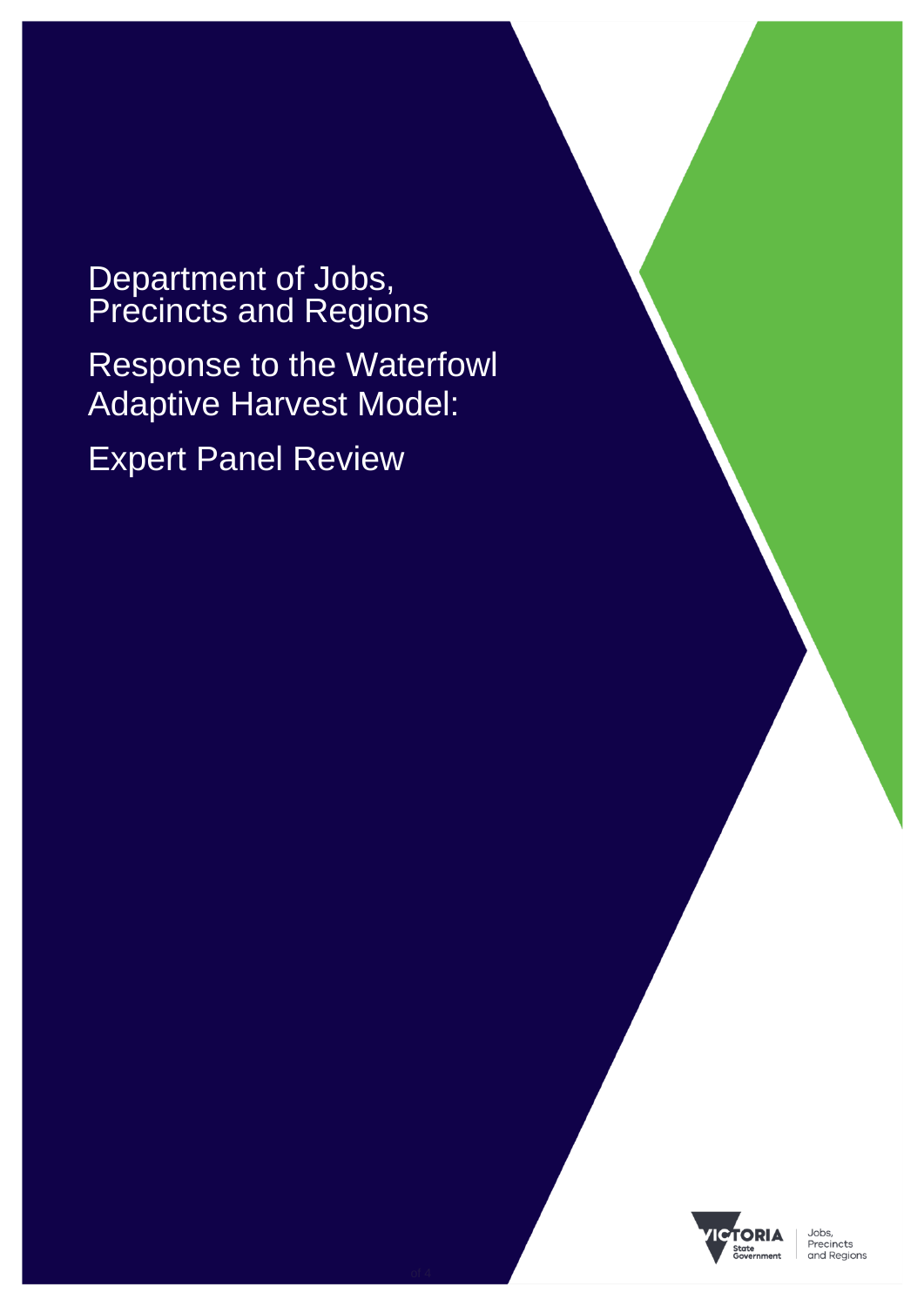# Department of Jobs, Precincts and Regions

# Response to the Waterfowl Adaptive Harvest Model:

# Expert Panel Review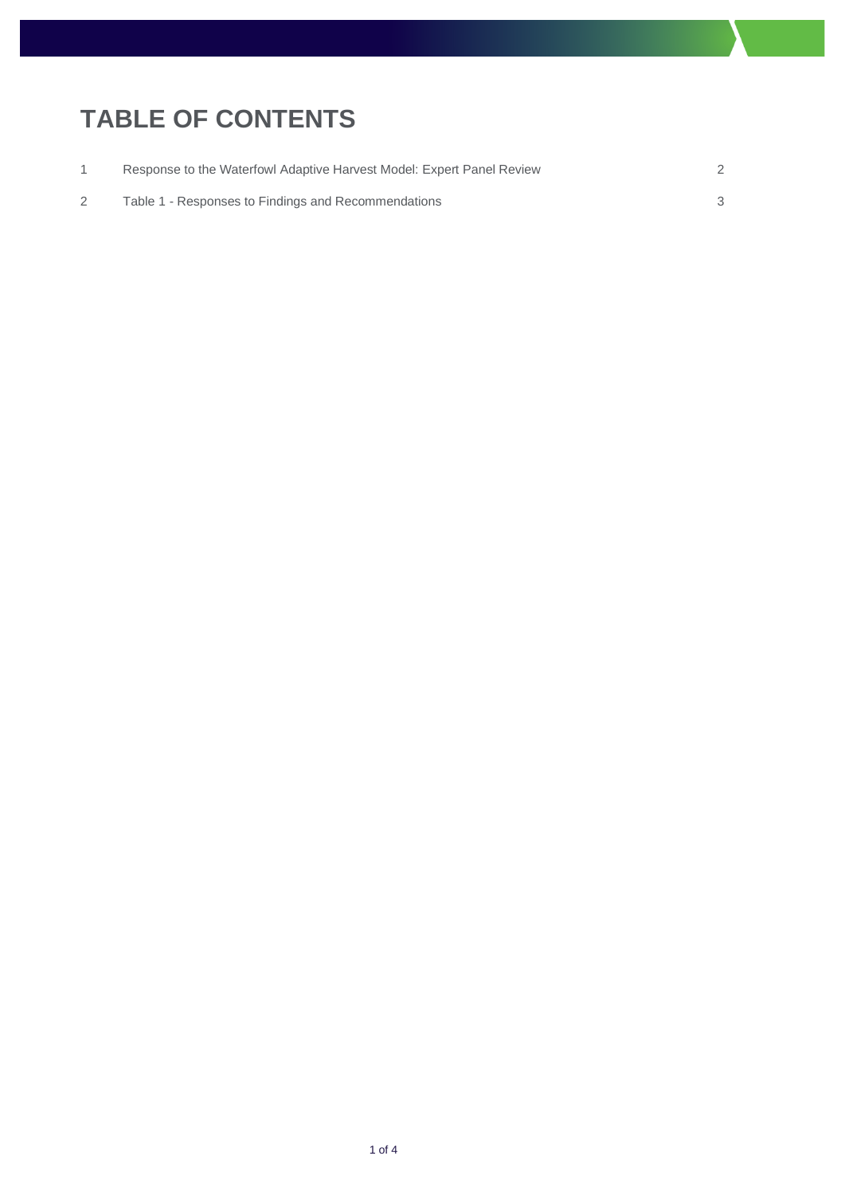# TABLE OF CONTENTS

| | | |
|---|---|---|
| 1 | Response to the Waterfowl Adaptive Harvest Model: Expert Panel Review | 2 |
| 2 | Table 1 - Responses to Findings and Recommendations | 3 |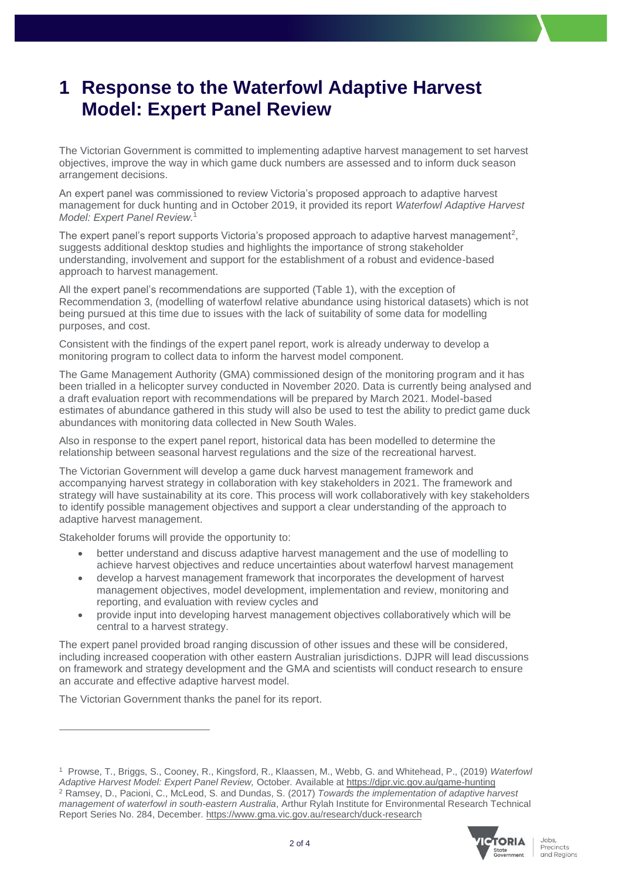# 1 Response to the Waterfowl Adaptive Harvest Model: Expert Panel Review

The Victorian Government is committed to implementing adaptive harvest management to set harvest objectives, improve the way in which game duck numbers are assessed and to inform duck season arrangement decisions.

An expert panel was commissioned to review Victoria's proposed approach to adaptive harvest management for duck hunting and in October 2019, it provided its report *Waterfowl Adaptive Harvest Model: Expert Panel Review.*[1]

The expert panel's report supports Victoria's proposed approach to adaptive harvest management[2], suggests additional desktop studies and highlights the importance of strong stakeholder understanding, involvement and support for the establishment of a robust and evidence-based approach to harvest management.

All the expert panel's recommendations are supported (Table 1), with the exception of Recommendation 3, (modelling of waterfowl relative abundance using historical datasets) which is not being pursued at this time due to issues with the lack of suitability of some data for modelling purposes, and cost.

Consistent with the findings of the expert panel report, work is already underway to develop a monitoring program to collect data to inform the harvest model component.

The Game Management Authority (GMA) commissioned design of the monitoring program and it has been trialled in a helicopter survey conducted in November 2020. Data is currently being analysed and a draft evaluation report with recommendations will be prepared by March 2021. Model-based estimates of abundance gathered in this study will also be used to test the ability to predict game duck abundances with monitoring data collected in New South Wales.

Also in response to the expert panel report, historical data has been modelled to determine the relationship between seasonal harvest regulations and the size of the recreational harvest.

The Victorian Government will develop a game duck harvest management framework and accompanying harvest strategy in collaboration with key stakeholders in 2021. The framework and strategy will have sustainability at its core. This process will work collaboratively with key stakeholders to identify possible management objectives and support a clear understanding of the approach to adaptive harvest management.

Stakeholder forums will provide the opportunity to:

- better understand and discuss adaptive harvest management and the use of modelling to achieve harvest objectives and reduce uncertainties about waterfowl harvest management
- develop a harvest management framework that incorporates the development of harvest management objectives, model development, implementation and review, monitoring and reporting, and evaluation with review cycles and
- provide input into developing harvest management objectives collaboratively which will be central to a harvest strategy.

The expert panel provided broad ranging discussion of other issues and these will be considered, including increased cooperation with other eastern Australian jurisdictions. DJPR will lead discussions on framework and strategy development and the GMA and scientists will conduct research to ensure an accurate and effective adaptive harvest model.

The Victorian Government thanks the panel for its report.

---

[1] Prowse, T., Briggs, S., Cooney, R., Kingsford, R., Klaassen, M., Webb, G. and Whitehead, P., (2019) *Waterfowl Adaptive Harvest Model: Expert Panel Review,* October. Available at https://djpr.vic.gov.au/game-hunting

[2] Ramsey, D., Pacioni, C., McLeod, S. and Dundas, S. (2017) *Towards the implementation of adaptive harvest management of waterfowl in south-eastern Australia*, Arthur Rylah Institute for Environmental Research Technical Report Series No. 284, December. https://www.gma.vic.gov.au/research/duck-research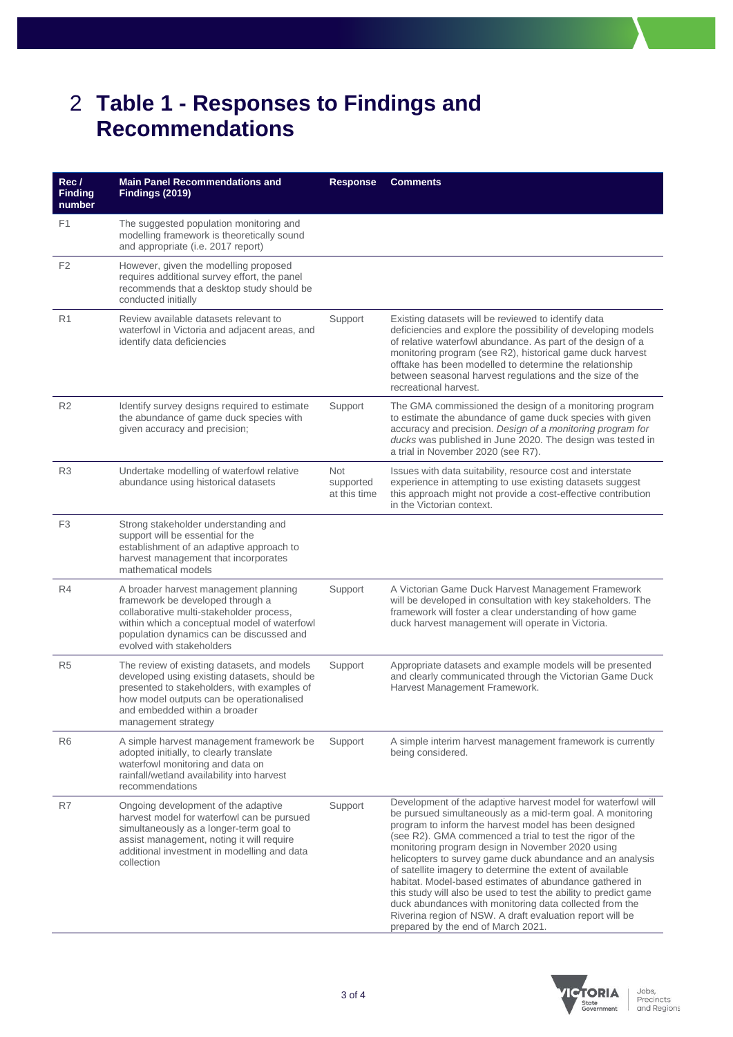# 2 Table 1 - Responses to Findings and Recommendations

| Rec / Finding number | Main Panel Recommendations and Findings (2019) | Response | Comments |
|---|---|---|---|
| F1 | The suggested population monitoring and modelling framework is theoretically sound and appropriate (i.e. 2017 report) | | |
| F2 | However, given the modelling proposed requires additional survey effort, the panel recommends that a desktop study should be conducted initially | | |
| R1 | Review available datasets relevant to waterfowl in Victoria and adjacent areas, and identify data deficiencies | Support | Existing datasets will be reviewed to identify data deficiencies and explore the possibility of developing models of relative waterfowl abundance. As part of the design of a monitoring program (see R2), historical game duck harvest offtake has been modelled to determine the relationship between seasonal harvest regulations and the size of the recreational harvest. |
| R2 | Identify survey designs required to estimate the abundance of game duck species with given accuracy and precision; | Support | The GMA commissioned the design of a monitoring program to estimate the abundance of game duck species with given accuracy and precision. *Design of a monitoring program for ducks* was published in June 2020. The design was tested in a trial in November 2020 (see R7). |
| R3 | Undertake modelling of waterfowl relative abundance using historical datasets | Not supported at this time | Issues with data suitability, resource cost and interstate experience in attempting to use existing datasets suggest this approach might not provide a cost-effective contribution in the Victorian context. |
| F3 | Strong stakeholder understanding and support will be essential for the establishment of an adaptive approach to harvest management that incorporates mathematical models | | |
| R4 | A broader harvest management planning framework be developed through a collaborative multi-stakeholder process, within which a conceptual model of waterfowl population dynamics can be discussed and evolved with stakeholders | Support | A Victorian Game Duck Harvest Management Framework will be developed in consultation with key stakeholders. The framework will foster a clear understanding of how game duck harvest management will operate in Victoria. |
| R5 | The review of existing datasets, and models developed using existing datasets, should be presented to stakeholders, with examples of how model outputs can be operationalised and embedded within a broader management strategy | Support | Appropriate datasets and example models will be presented and clearly communicated through the Victorian Game Duck Harvest Management Framework. |
| R6 | A simple harvest management framework be adopted initially, to clearly translate waterfowl monitoring and data on rainfall/wetland availability into harvest recommendations | Support | A simple interim harvest management framework is currently being considered. |
| R7 | Ongoing development of the adaptive harvest model for waterfowl can be pursued simultaneously as a longer-term goal to assist management, noting it will require additional investment in modelling and data collection | Support | Development of the adaptive harvest model for waterfowl will be pursued simultaneously as a mid-term goal. A monitoring program to inform the harvest model has been designed (see R2). GMA commenced a trial to test the rigor of the monitoring program design in November 2020 using helicopters to survey game duck abundance and an analysis of satellite imagery to determine the extent of available habitat. Model-based estimates of abundance gathered in this study will also be used to test the ability to predict game duck abundances with monitoring data collected from the Riverina region of NSW. A draft evaluation report will be prepared by the end of March 2021. |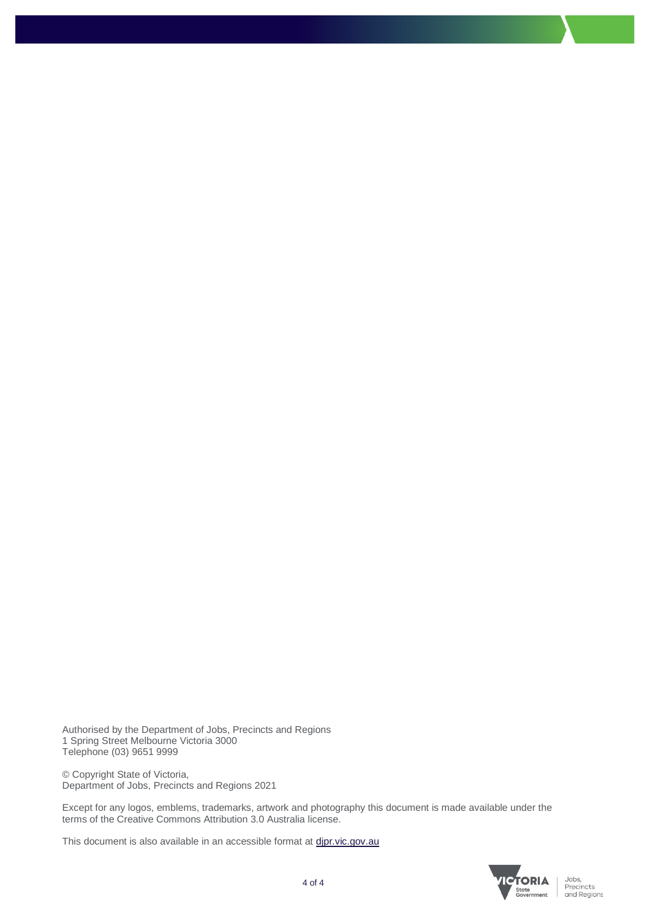Authorised by the Department of Jobs, Precincts and Regions
1 Spring Street Melbourne Victoria 3000
Telephone (03) 9651 9999

© Copyright State of Victoria,
Department of Jobs, Precincts and Regions 2021

Except for any logos, emblems, trademarks, artwork and photography this document is made available under the terms of the Creative Commons Attribution 3.0 Australia license.

This document is also available in an accessible format at [djpr.vic.gov.au](djpr.vic.gov.au)